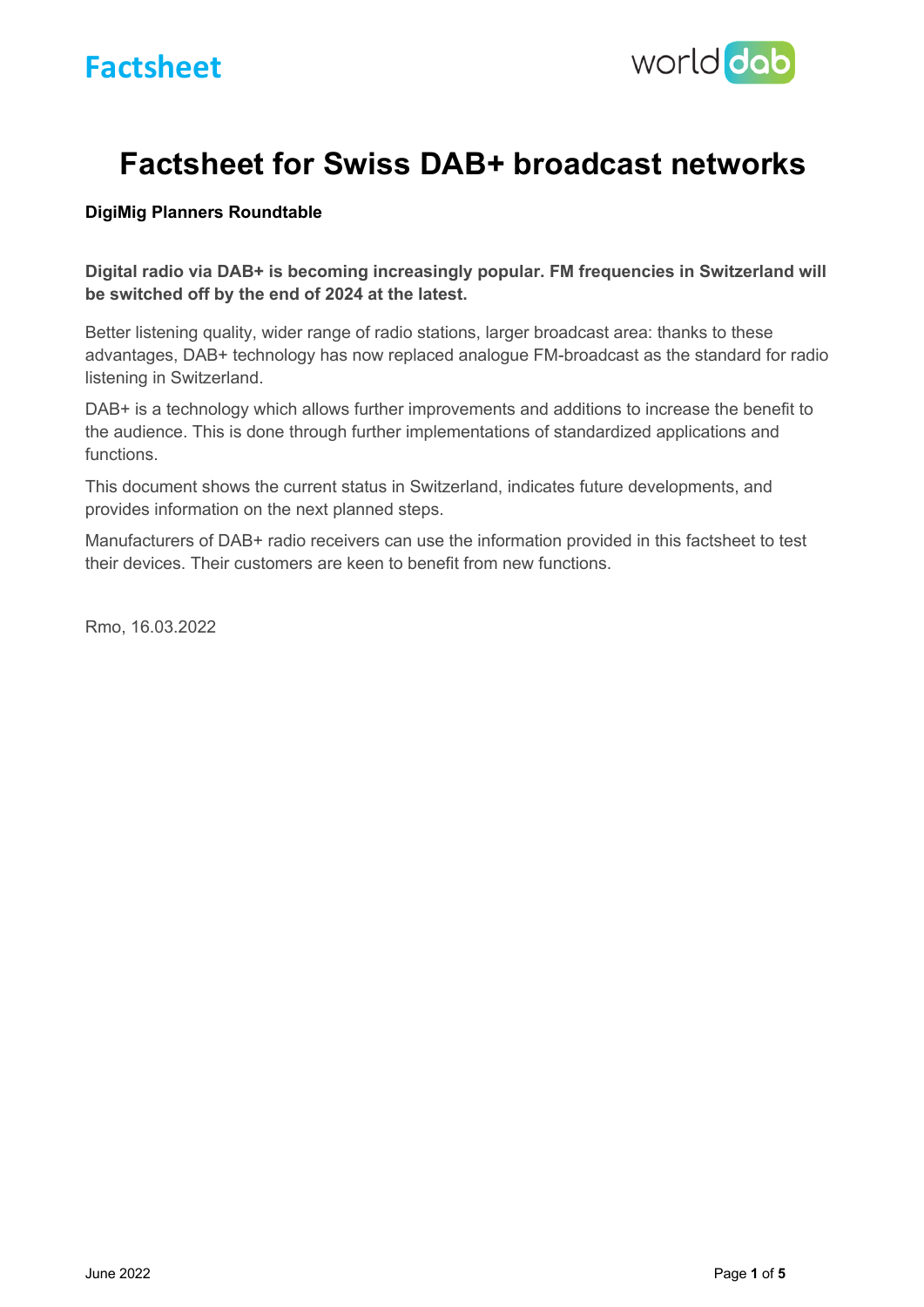# Factsheet for Swiss DAB+ broadcast networks

**DigiMig Planners Roundtable**

**Digital radio via DAB+ is becoming increasingly popular. FM frequencies in Switzerland will be switched off by the end of 2024 at the latest.**

Better listening quality, wider range of radio stations, larger broadcast area: thanks to these advantages, DAB+ technology has now replaced analogue FM-broadcast as the standard for radio listening in Switzerland.

DAB+ is a technology which allows further improvements and additions to increase the benefit to the audience. This is done through further implementations of standardized applications and functions.

This document shows the current status in Switzerland, indicates future developments, and provides information on the next planned steps.

Manufacturers of DAB+ radio receivers can use the information provided in this factsheet to test their devices. Their customers are keen to benefit from new functions.

Rmo, 16.03.2022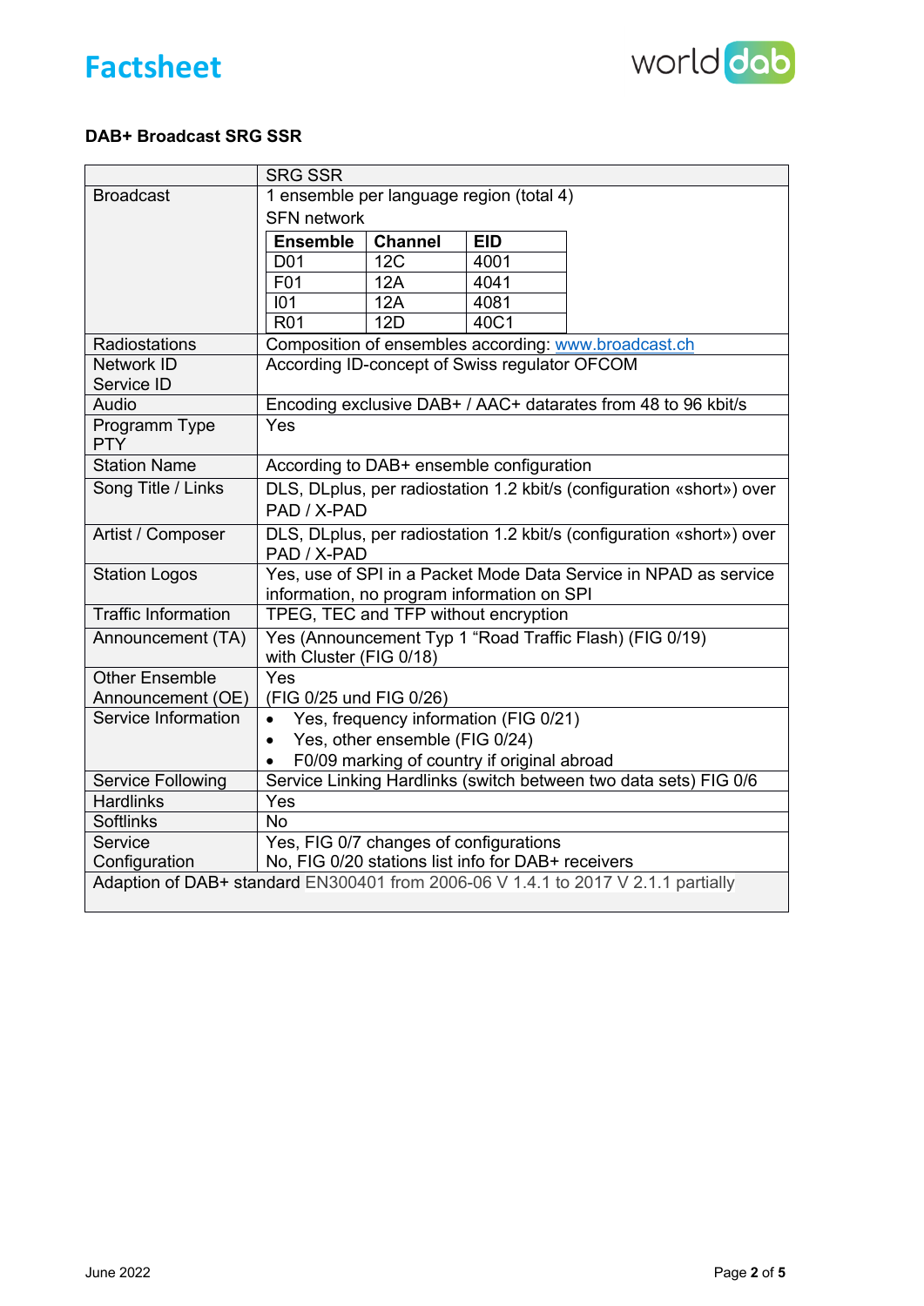# Factsheet

### DAB+ Broadcast SRG SSR

| | SRG SSR |
|---|---|
| Broadcast | 1 ensemble per language region (total 4)<br>SFN network<br><br>**Ensemble** / **Channel** / **EID**<br>D01 / 12C / 4001<br>F01 / 12A / 4041<br>I01 / 12A / 4081<br>R01 / 12D / 40C1 |
| Radiostations | Composition of ensembles according: [www.broadcast.ch](http://www.broadcast.ch) |
| Network ID<br>Service ID | According ID-concept of Swiss regulator OFCOM |
| Audio | Encoding exclusive DAB+ / AAC+ datarates from 48 to 96 kbit/s |
| Programm Type PTY | Yes |
| Station Name | According to DAB+ ensemble configuration |
| Song Title / Links | DLS, DLplus, per radiostation 1.2 kbit/s (configuration «short») over PAD / X-PAD |
| Artist / Composer | DLS, DLplus, per radiostation 1.2 kbit/s (configuration «short») over PAD / X-PAD |
| Station Logos | Yes, use of SPI in a Packet Mode Data Service in NPAD as service information, no program information on SPI |
| Traffic Information | TPEG, TEC and TFP without encryption |
| Announcement (TA) | Yes (Announcement Typ 1 "Road Traffic Flash) (FIG 0/19) with Cluster (FIG 0/18) |
| Other Ensemble Announcement (OE) | Yes<br>(FIG 0/25 und FIG 0/26) |
| Service Information | • Yes, frequency information (FIG 0/21)<br>• Yes, other ensemble (FIG 0/24)<br>• F0/09 marking of country if original abroad |
| Service Following | Service Linking Hardlinks (switch between two data sets) FIG 0/6 |
| Hardlinks | Yes |
| Softlinks | No |
| Service Configuration | Yes, FIG 0/7 changes of configurations<br>No, FIG 0/20 stations list info for DAB+ receivers |
| Adaption of DAB+ standard EN300401 from 2006-06 V 1.4.1 to 2017 V 2.1.1 partially | |

June 2022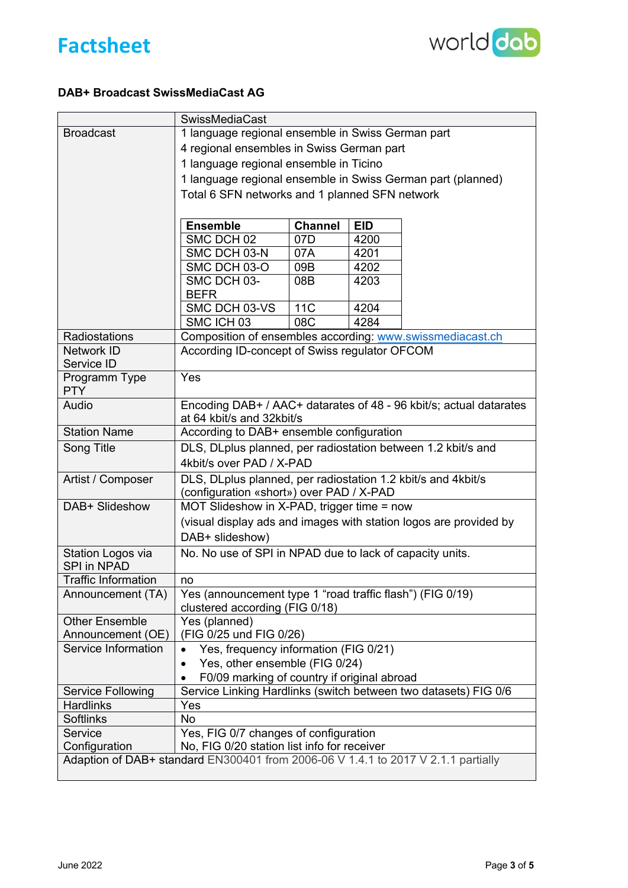# Factsheet

**DAB+ Broadcast SwissMediaCast AG**

| | SwissMediaCast |
|---|---|
| Broadcast | 1 language regional ensemble in Swiss German part<br>4 regional ensembles in Swiss German part<br>1 language regional ensemble in Ticino<br>1 language regional ensemble in Swiss German part (planned)<br>Total 6 SFN networks and 1 planned SFN network<br><br>**Ensemble** / **Channel** / **EID**<br>SMC DCH 02 / 07D / 4200<br>SMC DCH 03-N / 07A / 4201<br>SMC DCH 03-O / 09B / 4202<br>SMC DCH 03-BEFR / 08B / 4203<br>SMC DCH 03-VS / 11C / 4204<br>SMC ICH 03 / 08C / 4284 |
| Radiostations | Composition of ensembles according: www.swissmediacast.ch |
| Network ID<br>Service ID | According ID-concept of Swiss regulator OFCOM |
| Programm Type<br>PTY | Yes |
| Audio | Encoding DAB+ / AAC+ datarates of 48 - 96 kbit/s; actual datarates at 64 kbit/s and 32kbit/s |
| Station Name | According to DAB+ ensemble configuration |
| Song Title | DLS, DLplus planned, per radiostation between 1.2 kbit/s and 4kbit/s over PAD / X-PAD |
| Artist / Composer | DLS, DLplus planned, per radiostation 1.2 kbit/s and 4kbit/s (configuration «short») over PAD / X-PAD |
| DAB+ Slideshow | MOT Slideshow in X-PAD, trigger time = now<br>(visual display ads and images with station logos are provided by DAB+ slideshow) |
| Station Logos via SPI in NPAD | No. No use of SPI in NPAD due to lack of capacity units. |
| Traffic Information | no |
| Announcement (TA) | Yes (announcement type 1 "road traffic flash") (FIG 0/19) clustered according (FIG 0/18) |
| Other Ensemble Announcement (OE) | Yes (planned)<br>(FIG 0/25 und FIG 0/26) |
| Service Information | • Yes, frequency information (FIG 0/21)<br>• Yes, other ensemble (FIG 0/24)<br>• F0/09 marking of country if original abroad |
| Service Following | Service Linking Hardlinks (switch between two datasets) FIG 0/6 |
| Hardlinks | Yes |
| Softlinks | No |
| Service Configuration | Yes, FIG 0/7 changes of configuration<br>No, FIG 0/20 station list info for receiver |
| Adaption of DAB+ standard EN300401 from 2006-06 V 1.4.1 to 2017 V 2.1.1 partially | |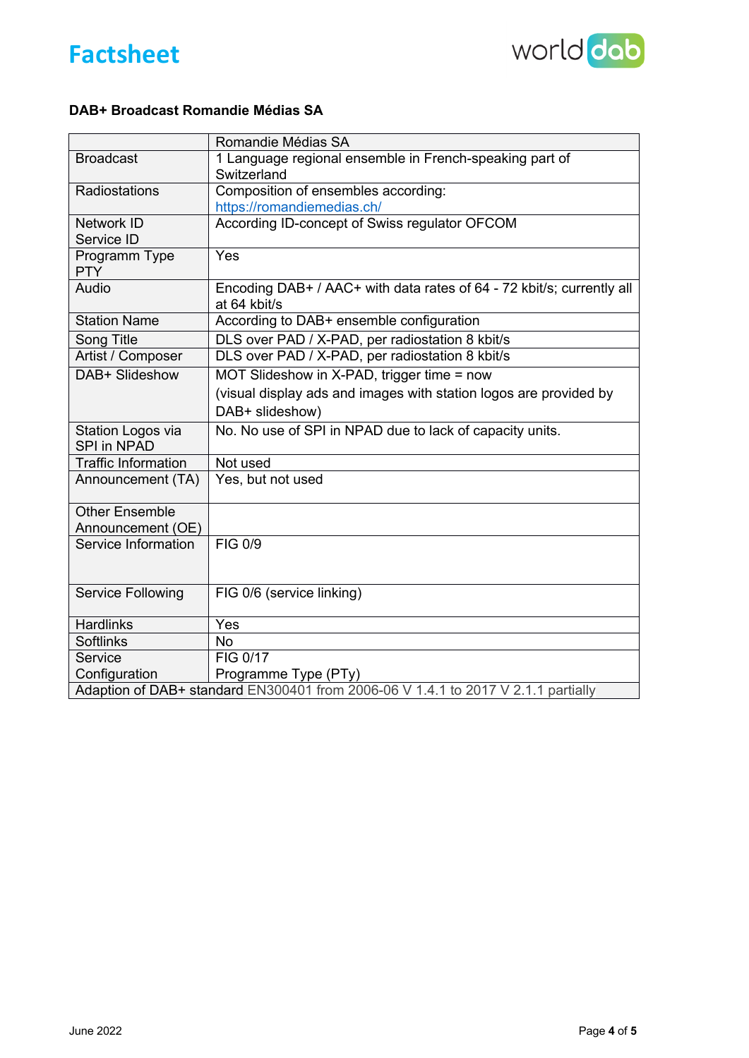# Factsheet

**DAB+ Broadcast Romandie Médias SA**

| | Romandie Médias SA |
|---|---|
| Broadcast | 1 Language regional ensemble in French-speaking part of Switzerland |
| Radiostations | Composition of ensembles according: https://romandiemedias.ch/ |
| Network ID<br>Service ID | According ID-concept of Swiss regulator OFCOM |
| Programm Type PTY | Yes |
| Audio | Encoding DAB+ / AAC+ with data rates of 64 - 72 kbit/s; currently all at 64 kbit/s |
| Station Name | According to DAB+ ensemble configuration |
| Song Title | DLS over PAD / X-PAD, per radiostation 8 kbit/s |
| Artist / Composer | DLS over PAD / X-PAD, per radiostation 8 kbit/s |
| DAB+ Slideshow | MOT Slideshow in X-PAD, trigger time = now<br>(visual display ads and images with station logos are provided by DAB+ slideshow) |
| Station Logos via SPI in NPAD | No. No use of SPI in NPAD due to lack of capacity units. |
| Traffic Information | Not used |
| Announcement (TA) | Yes, but not used |
| Other Ensemble Announcement (OE) | |
| Service Information | FIG 0/9 |
| Service Following | FIG 0/6 (service linking) |
| Hardlinks | Yes |
| Softlinks | No |
| Service Configuration | FIG 0/17<br>Programme Type (PTy) |
| Adaption of DAB+ standard EN300401 from 2006-06 V 1.4.1 to 2017 V 2.1.1 partially | |

June 2022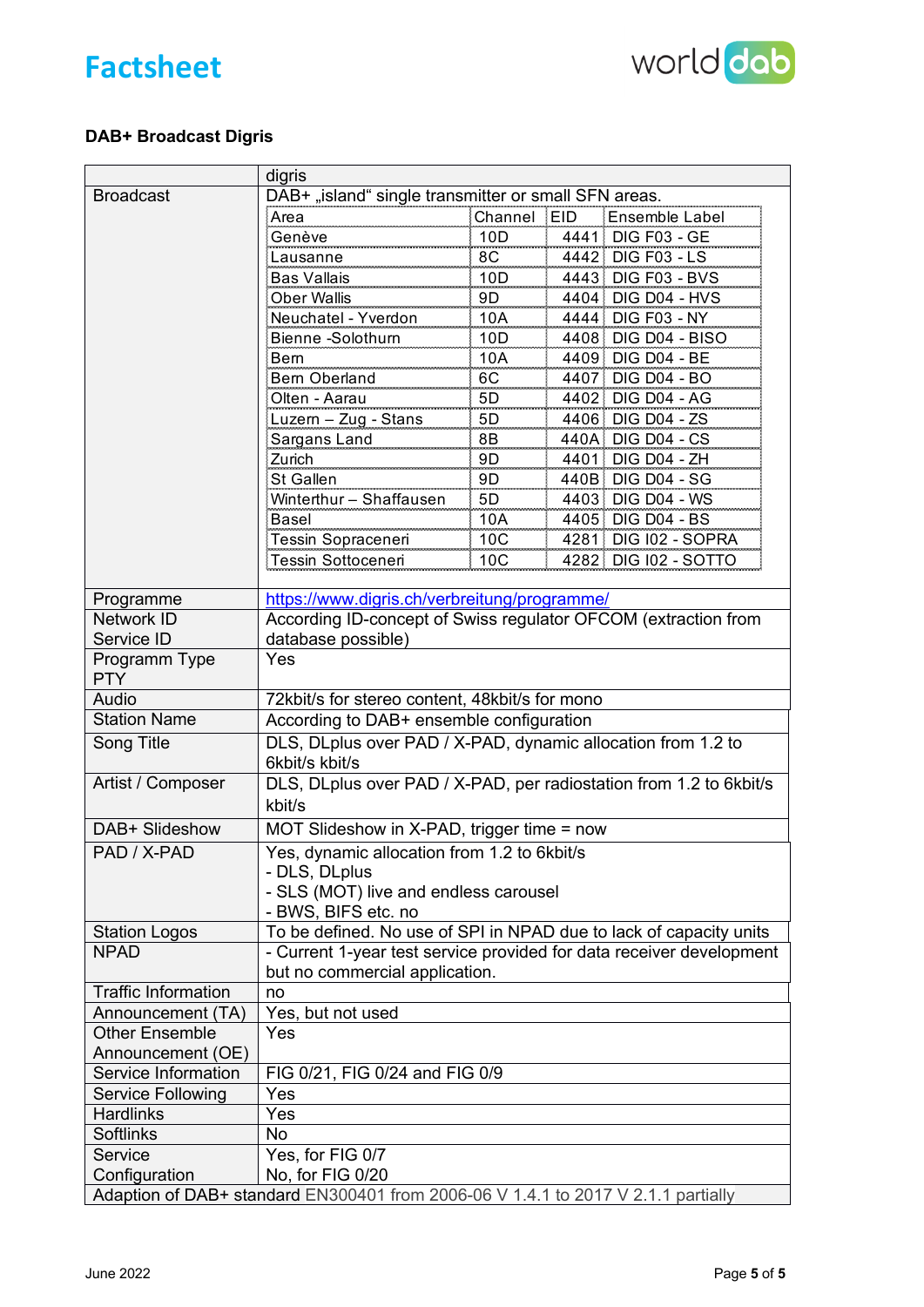**Factsheet**

**DAB+ Broadcast Digris**

| | digris |
|---|---|
| Broadcast | DAB+ „island“ single transmitter or small SFN areas. |

| Area | Channel | EID | Ensemble Label |
|---|---|---|---|
| Genève | 10D | 4441 | DIG F03 - GE |
| Lausanne | 8C | 4442 | DIG F03 - LS |
| Bas Vallais | 10D | 4443 | DIG F03 - BVS |
| Ober Wallis | 9D | 4404 | DIG D04 - HVS |
| Neuchatel - Yverdon | 10A | 4444 | DIG F03 - NY |
| Bienne -Solothurn | 10D | 4408 | DIG D04 - BISO |
| Bern | 10A | 4409 | DIG D04 - BE |
| Bern Oberland | 6C | 4407 | DIG D04 - BO |
| Olten - Aarau | 5D | 4402 | DIG D04 - AG |
| Luzern – Zug - Stans | 5D | 4406 | DIG D04 - ZS |
| Sargans Land | 8B | 440A | DIG D04 - CS |
| Zurich | 9D | 4401 | DIG D04 - ZH |
| St Gallen | 9D | 440B | DIG D04 - SG |
| Winterthur – Shaffausen | 5D | 4403 | DIG D04 - WS |
| Basel | 10A | 4405 | DIG D04 - BS |
| Tessin Sopraceneri | 10C | 4281 | DIG I02 - SOPRA |
| Tessin Sottoceneri | 10C | 4282 | DIG I02 - SOTTO |

| | |
|---|---|
| Programme | https://www.digris.ch/verbreitung/programme/ |
| Network ID Service ID | According ID-concept of Swiss regulator OFCOM (extraction from database possible) |
| Programm Type PTY | Yes |
| Audio | 72kbit/s for stereo content, 48kbit/s for mono |
| Station Name | According to DAB+ ensemble configuration |
| Song Title | DLS, DLplus over PAD / X-PAD, dynamic allocation from 1.2 to 6kbit/s kbit/s |
| Artist / Composer | DLS, DLplus over PAD / X-PAD, per radiostation from 1.2 to 6kbit/s kbit/s |
| DAB+ Slideshow | MOT Slideshow in X-PAD, trigger time = now |
| PAD / X-PAD | Yes, dynamic allocation from 1.2 to 6kbit/s<br>- DLS, DLplus<br>- SLS (MOT) live and endless carousel<br>- BWS, BIFS etc. no |
| Station Logos | To be defined. No use of SPI in NPAD due to lack of capacity units |
| NPAD | - Current 1-year test service provided for data receiver development but no commercial application. |
| Traffic Information | no |
| Announcement (TA) | Yes, but not used |
| Other Ensemble Announcement (OE) | Yes |
| Service Information | FIG 0/21, FIG 0/24 and FIG 0/9 |
| Service Following | Yes |
| Hardlinks | Yes |
| Softlinks | No |
| Service Configuration | Yes, for FIG 0/7<br>No, for FIG 0/20 |
| Adaption of DAB+ standard EN300401 from 2006-06 V 1.4.1 to 2017 V 2.1.1 partially | |

June 2022